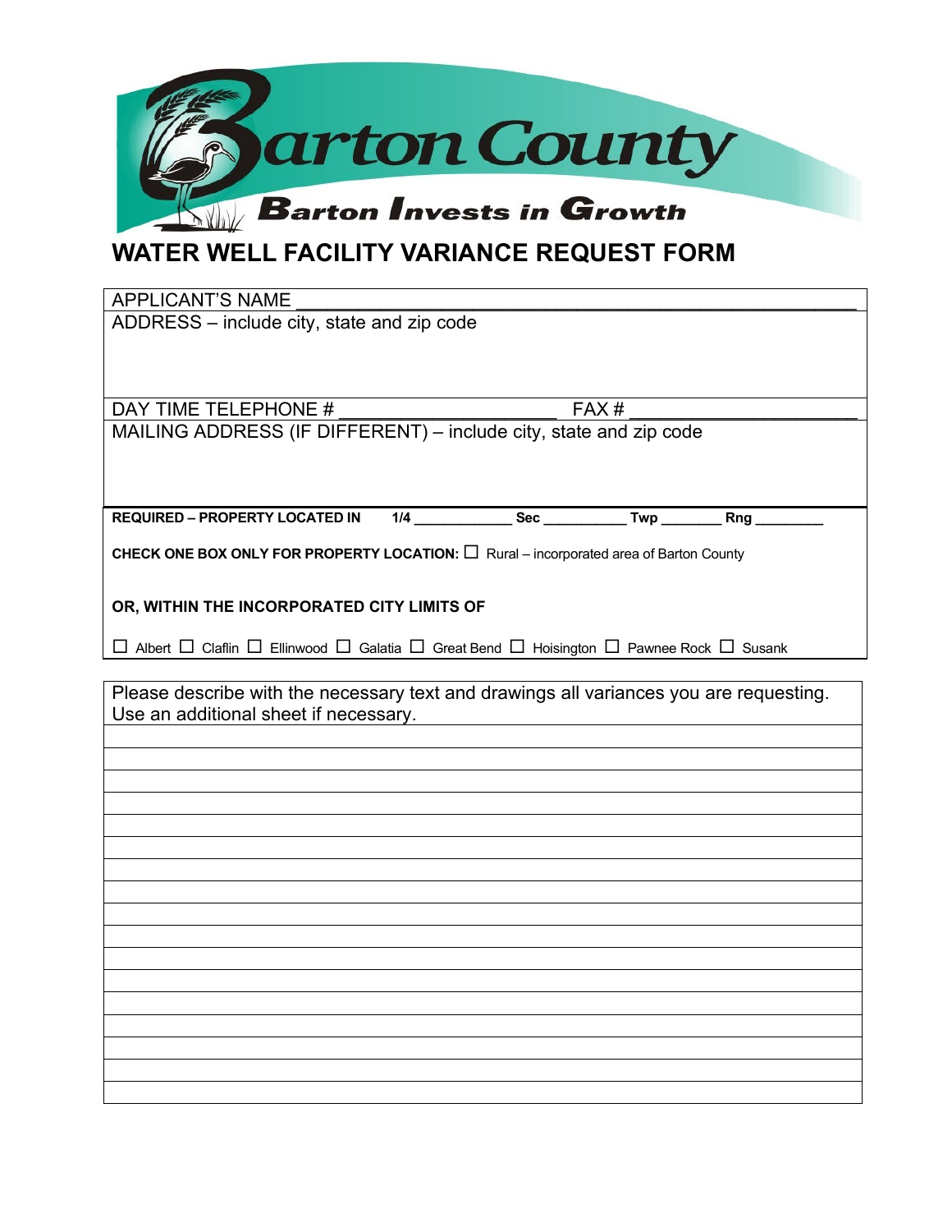# Barton County

**Barton Invests in Growth**

## WATER WELL FACILITY VARIANCE REQUEST FORM

APPLICANT'S NAME ______________________________________________

ADDRESS – include city, state and zip code

DAY TIME TELEPHONE # ____________________ FAX # ____________________

MAILING ADDRESS (IF DIFFERENT) – include city, state and zip code

**REQUIRED – PROPERTY LOCATED IN** **1/4** ____________ **Sec** __________ **Twp** _______ **Rng** ________

**CHECK ONE BOX ONLY FOR PROPERTY LOCATION:** ☐ Rural – incorporated area of Barton County

**OR, WITHIN THE INCORPORATED CITY LIMITS OF**

☐ Albert ☐ Claflin ☐ Ellinwood ☐ Galatia ☐ Great Bend ☐ Hoisington ☐ Pawnee Rock ☐ Susank

Please describe with the necessary text and drawings all variances you are requesting. Use an additional sheet if necessary.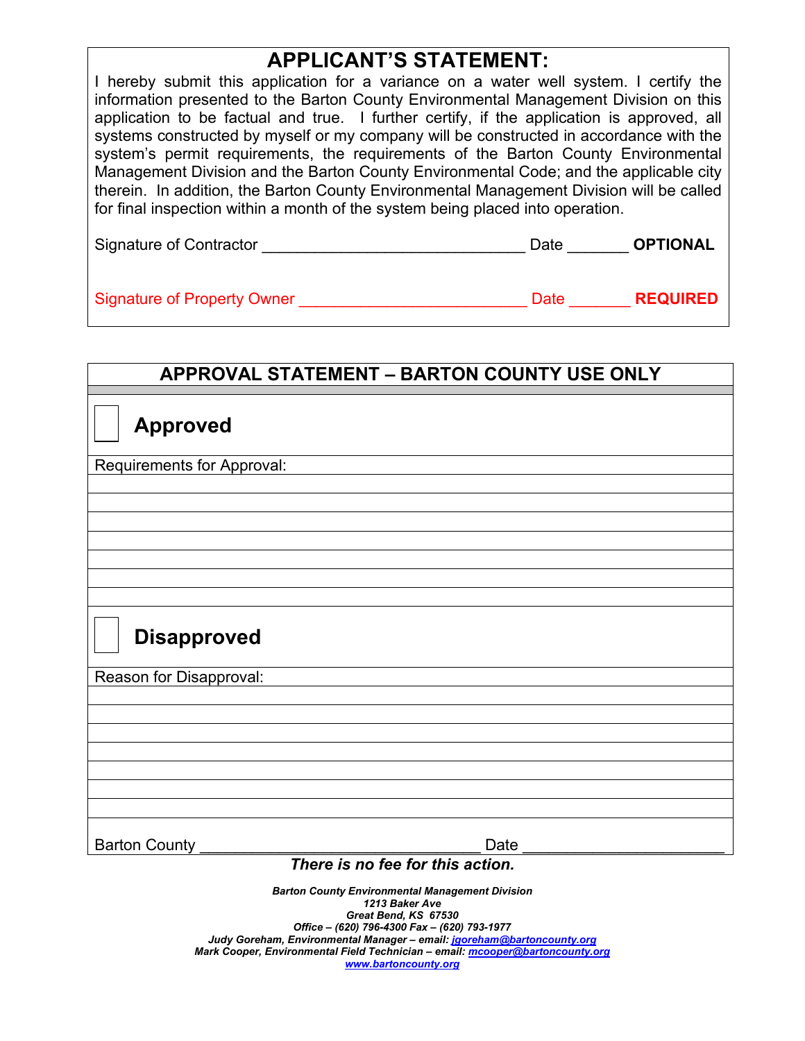## APPLICANT'S STATEMENT:

I hereby submit this application for a variance on a water well system. I certify the information presented to the Barton County Environmental Management Division on this application to be factual and true. I further certify, if the application is approved, all systems constructed by myself or my company will be constructed in accordance with the system's permit requirements, the requirements of the Barton County Environmental Management Division and the Barton County Environmental Code; and the applicable city therein. In addition, the Barton County Environmental Management Division will be called for final inspection within a month of the system being placed into operation.

Signature of Contractor ______________________________ Date _______ **OPTIONAL**

Signature of Property Owner __________________________ Date _______ **REQUIRED**

## APPROVAL STATEMENT – BARTON COUNTY USE ONLY

☐ **Approved**

Requirements for Approval:

☐ **Disapproved**

Reason for Disapproval:

Barton County ________________________________ Date ______________________

***There is no fee for this action.***

***Barton County Environmental Management Division***
***1213 Baker Ave***
***Great Bend, KS 67530***
***Office – (620) 796-4300 Fax – (620) 793-1977***
***Judy Goreham, Environmental Manager – email: jgoreham@bartoncounty.org***
***Mark Cooper, Environmental Field Technician – email: mcooper@bartoncounty.org***
***www.bartoncounty.org***